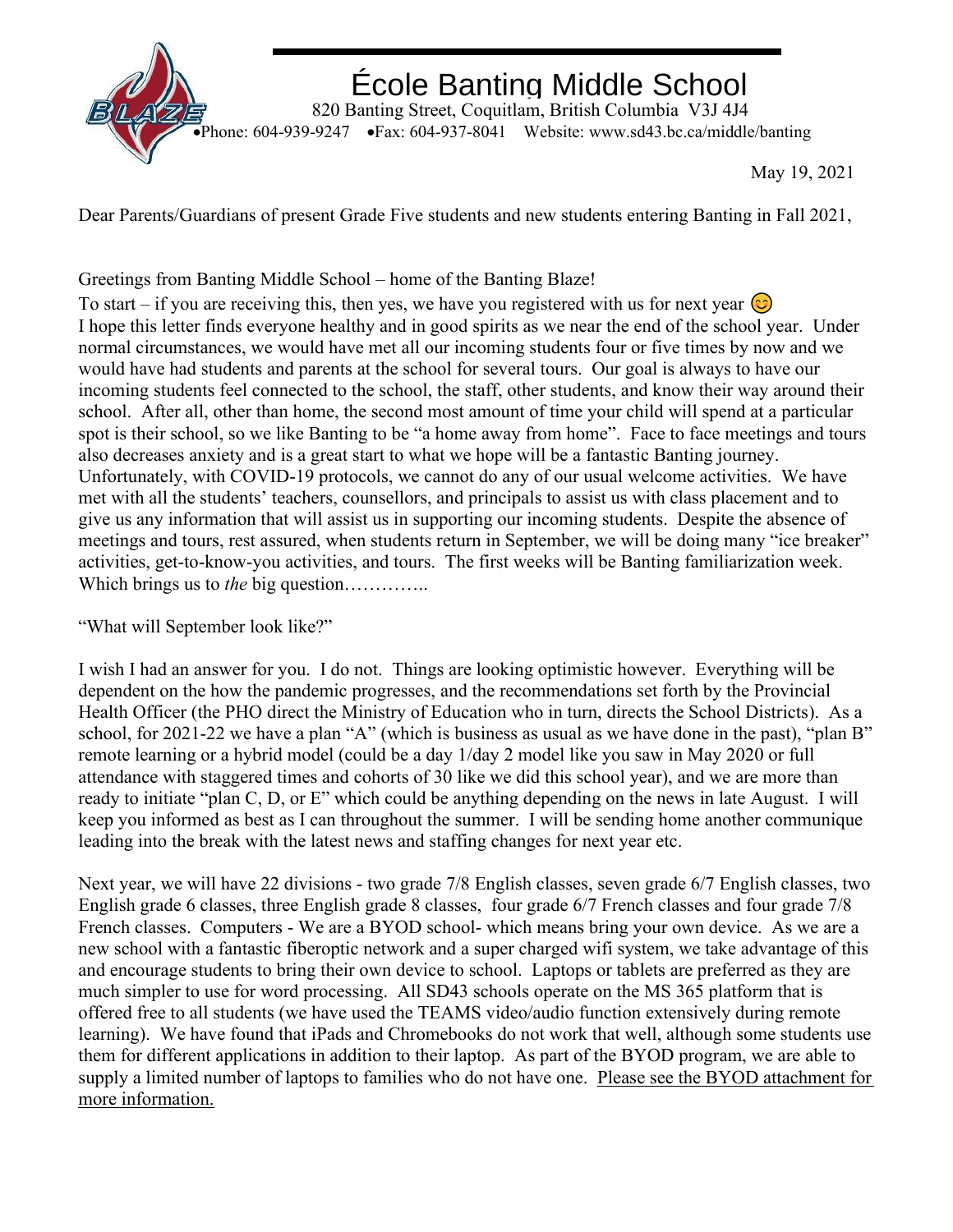# École Banting Middle School

820 Banting Street, Coquitlam, British Columbia V3J 4J4
•Phone: 604-939-9247 •Fax: 604-937-8041 Website: www.sd43.bc.ca/middle/banting

May 19, 2021

Dear Parents/Guardians of present Grade Five students and new students entering Banting in Fall 2021,

Greetings from Banting Middle School – home of the Banting Blaze!

To start – if you are receiving this, then yes, we have you registered with us for next year 😊

I hope this letter finds everyone healthy and in good spirits as we near the end of the school year. Under normal circumstances, we would have met all our incoming students four or five times by now and we would have had students and parents at the school for several tours. Our goal is always to have our incoming students feel connected to the school, the staff, other students, and know their way around their school. After all, other than home, the second most amount of time your child will spend at a particular spot is their school, so we like Banting to be "a home away from home". Face to face meetings and tours also decreases anxiety and is a great start to what we hope will be a fantastic Banting journey. Unfortunately, with COVID-19 protocols, we cannot do any of our usual welcome activities. We have met with all the students' teachers, counsellors, and principals to assist us with class placement and to give us any information that will assist us in supporting our incoming students. Despite the absence of meetings and tours, rest assured, when students return in September, we will be doing many "ice breaker" activities, get-to-know-you activities, and tours. The first weeks will be Banting familiarization week. Which brings us to *the* big question…………..

"What will September look like?"

I wish I had an answer for you. I do not. Things are looking optimistic however. Everything will be dependent on the how the pandemic progresses, and the recommendations set forth by the Provincial Health Officer (the PHO direct the Ministry of Education who in turn, directs the School Districts). As a school, for 2021-22 we have a plan "A" (which is business as usual as we have done in the past), "plan B" remote learning or a hybrid model (could be a day 1/day 2 model like you saw in May 2020 or full attendance with staggered times and cohorts of 30 like we did this school year), and we are more than ready to initiate "plan C, D, or E" which could be anything depending on the news in late August. I will keep you informed as best as I can throughout the summer. I will be sending home another communique leading into the break with the latest news and staffing changes for next year etc.

Next year, we will have 22 divisions - two grade 7/8 English classes, seven grade 6/7 English classes, two English grade 6 classes, three English grade 8 classes, four grade 6/7 French classes and four grade 7/8 French classes. Computers - We are a BYOD school- which means bring your own device. As we are a new school with a fantastic fiberoptic network and a super charged wifi system, we take advantage of this and encourage students to bring their own device to school. Laptops or tablets are preferred as they are much simpler to use for word processing. All SD43 schools operate on the MS 365 platform that is offered free to all students (we have used the TEAMS video/audio function extensively during remote learning). We have found that iPads and Chromebooks do not work that well, although some students use them for different applications in addition to their laptop. As part of the BYOD program, we are able to supply a limited number of laptops to families who do not have one. Please see the BYOD attachment for more information.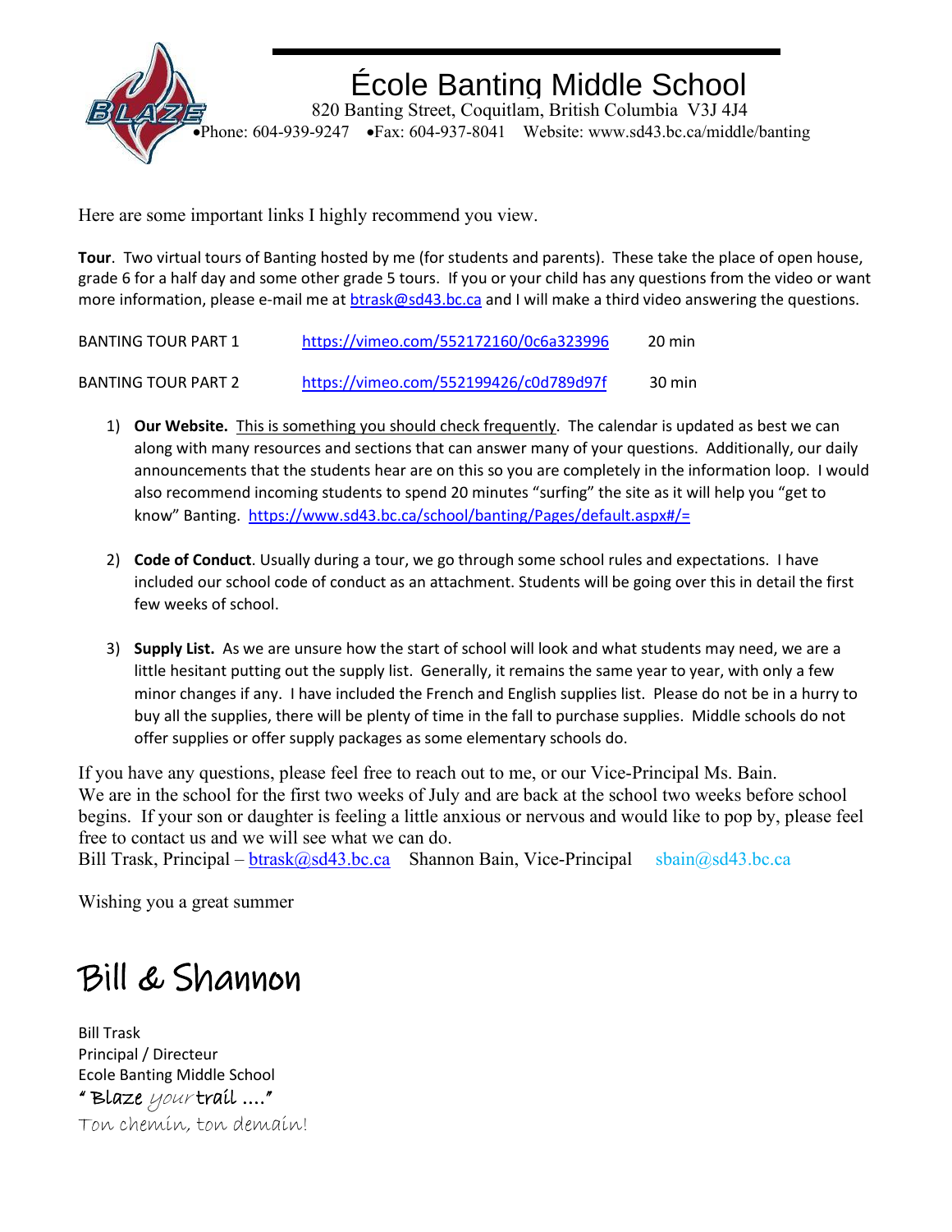# École Banting Middle School

820 Banting Street, Coquitlam, British Columbia V3J 4J4
•Phone: 604-939-9247 •Fax: 604-937-8041 Website: www.sd43.bc.ca/middle/banting

Here are some important links I highly recommend you view.

**Tour**. Two virtual tours of Banting hosted by me (for students and parents). These take the place of open house, grade 6 for a half day and some other grade 5 tours. If you or your child has any questions from the video or want more information, please e-mail me at btrask@sd43.bc.ca and I will make a third video answering the questions.

| | | |
|---|---|---|
| BANTING TOUR PART 1 | https://vimeo.com/552172160/0c6a323996 | 20 min |
| BANTING TOUR PART 2 | https://vimeo.com/552199426/c0d789d97f | 30 min |

1) **Our Website.** This is something you should check frequently. The calendar is updated as best we can along with many resources and sections that can answer many of your questions. Additionally, our daily announcements that the students hear are on this so you are completely in the information loop. I would also recommend incoming students to spend 20 minutes "surfing" the site as it will help you "get to know" Banting. https://www.sd43.bc.ca/school/banting/Pages/default.aspx#/=

2) **Code of Conduct**. Usually during a tour, we go through some school rules and expectations. I have included our school code of conduct as an attachment. Students will be going over this in detail the first few weeks of school.

3) **Supply List.** As we are unsure how the start of school will look and what students may need, we are a little hesitant putting out the supply list. Generally, it remains the same year to year, with only a few minor changes if any. I have included the French and English supplies list. Please do not be in a hurry to buy all the supplies, there will be plenty of time in the fall to purchase supplies. Middle schools do not offer supplies or offer supply packages as some elementary schools do.

If you have any questions, please feel free to reach out to me, or our Vice-Principal Ms. Bain.
We are in the school for the first two weeks of July and are back at the school two weeks before school begins. If your son or daughter is feeling a little anxious or nervous and would like to pop by, please feel free to contact us and we will see what we can do.
Bill Trask, Principal – btrask@sd43.bc.ca Shannon Bain, Vice-Principal sbain@sd43.bc.ca

Wishing you a great summer

Bill & Shannon

Bill Trask
Principal / Directeur
Ecole Banting Middle School
" Blaze *your* trail ...."
Ton chemin, ton demain!